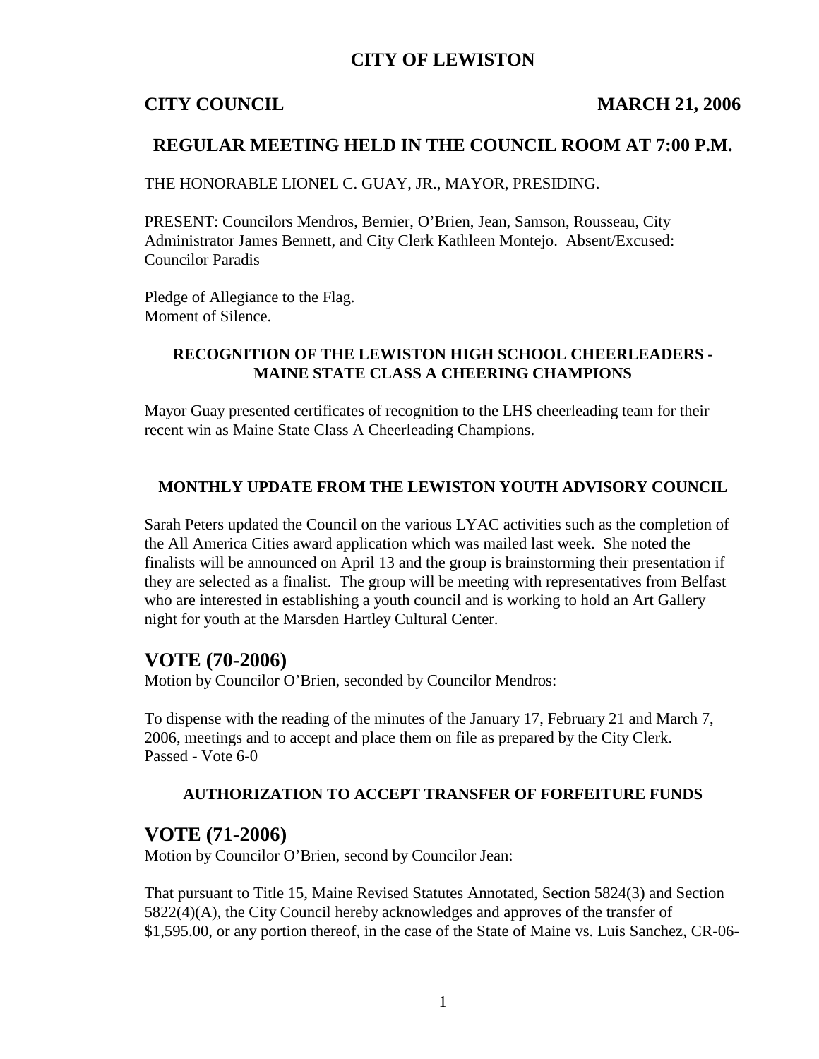# CITY OF LEWISTON

**CITY COUNCIL** **MARCH 21, 2006**

## REGULAR MEETING HELD IN THE COUNCIL ROOM AT 7:00 P.M.

THE HONORABLE LIONEL C. GUAY, JR., MAYOR, PRESIDING.

PRESENT: Councilors Mendros, Bernier, O'Brien, Jean, Samson, Rousseau, City Administrator James Bennett, and City Clerk Kathleen Montejo. Absent/Excused: Councilor Paradis

Pledge of Allegiance to the Flag.
Moment of Silence.

### RECOGNITION OF THE LEWISTON HIGH SCHOOL CHEERLEADERS - MAINE STATE CLASS A CHEERING CHAMPIONS

Mayor Guay presented certificates of recognition to the LHS cheerleading team for their recent win as Maine State Class A Cheerleading Champions.

### MONTHLY UPDATE FROM THE LEWISTON YOUTH ADVISORY COUNCIL

Sarah Peters updated the Council on the various LYAC activities such as the completion of the All America Cities award application which was mailed last week. She noted the finalists will be announced on April 13 and the group is brainstorming their presentation if they are selected as a finalist. The group will be meeting with representatives from Belfast who are interested in establishing a youth council and is working to hold an Art Gallery night for youth at the Marsden Hartley Cultural Center.

## VOTE (70-2006)

Motion by Councilor O'Brien, seconded by Councilor Mendros:

To dispense with the reading of the minutes of the January 17, February 21 and March 7, 2006, meetings and to accept and place them on file as prepared by the City Clerk.
Passed - Vote 6-0

### AUTHORIZATION TO ACCEPT TRANSFER OF FORFEITURE FUNDS

## VOTE (71-2006)

Motion by Councilor O'Brien, second by Councilor Jean:

That pursuant to Title 15, Maine Revised Statutes Annotated, Section 5824(3) and Section 5822(4)(A), the City Council hereby acknowledges and approves of the transfer of $1,595.00, or any portion thereof, in the case of the State of Maine vs. Luis Sanchez, CR-06-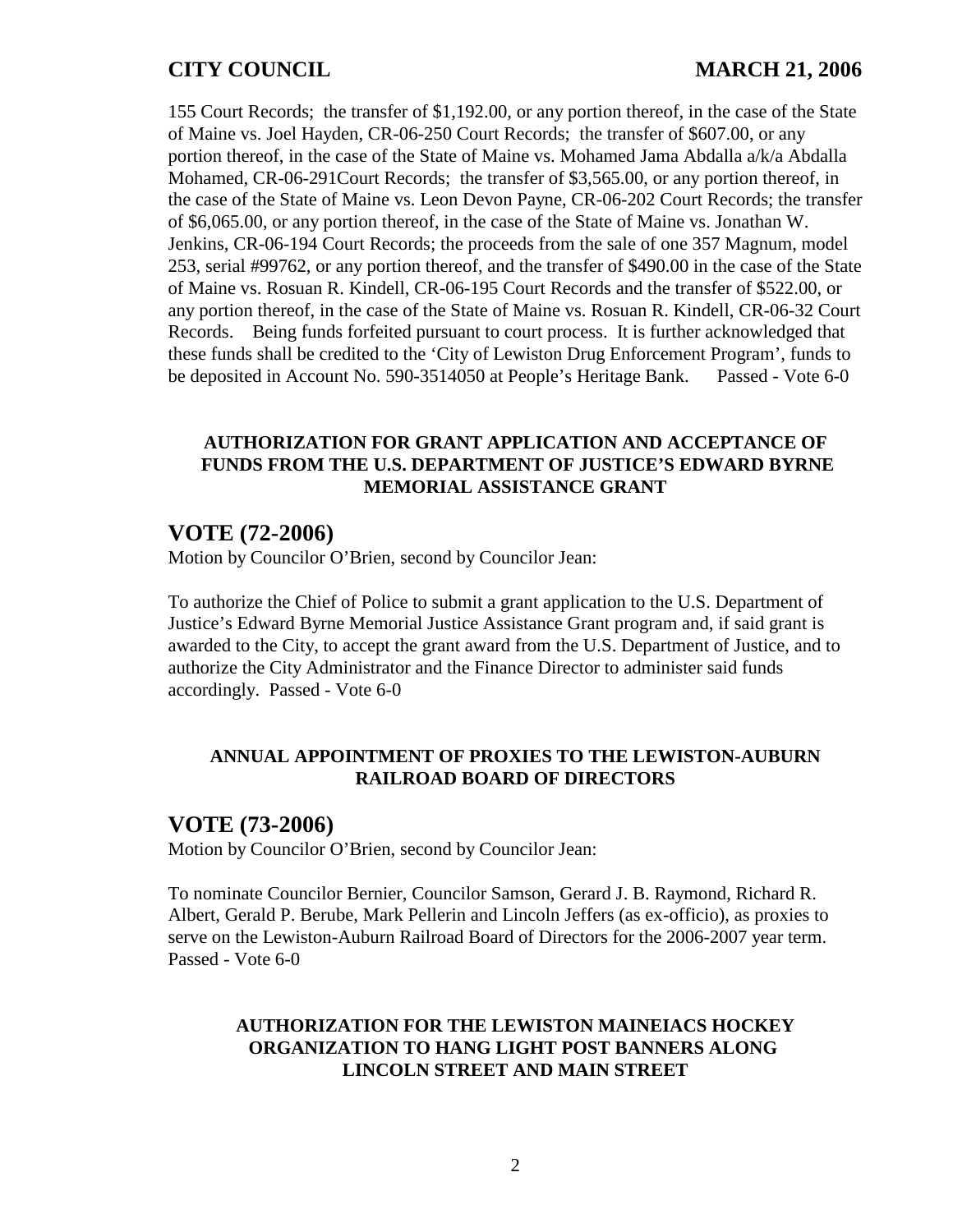155 Court Records; the transfer of $1,192.00, or any portion thereof, in the case of the State of Maine vs. Joel Hayden, CR-06-250 Court Records; the transfer of $607.00, or any portion thereof, in the case of the State of Maine vs. Mohamed Jama Abdalla a/k/a Abdalla Mohamed, CR-06-291Court Records; the transfer of $3,565.00, or any portion thereof, in the case of the State of Maine vs. Leon Devon Payne, CR-06-202 Court Records; the transfer of $6,065.00, or any portion thereof, in the case of the State of Maine vs. Jonathan W. Jenkins, CR-06-194 Court Records; the proceeds from the sale of one 357 Magnum, model 253, serial #99762, or any portion thereof, and the transfer of $490.00 in the case of the State of Maine vs. Rosuan R. Kindell, CR-06-195 Court Records and the transfer of $522.00, or any portion thereof, in the case of the State of Maine vs. Rosuan R. Kindell, CR-06-32 Court Records. Being funds forfeited pursuant to court process. It is further acknowledged that these funds shall be credited to the 'City of Lewiston Drug Enforcement Program', funds to be deposited in Account No. 590-3514050 at People's Heritage Bank. Passed - Vote 6-0

**AUTHORIZATION FOR GRANT APPLICATION AND ACCEPTANCE OF FUNDS FROM THE U.S. DEPARTMENT OF JUSTICE'S EDWARD BYRNE MEMORIAL ASSISTANCE GRANT**

## VOTE (72-2006)

Motion by Councilor O'Brien, second by Councilor Jean:

To authorize the Chief of Police to submit a grant application to the U.S. Department of Justice's Edward Byrne Memorial Justice Assistance Grant program and, if said grant is awarded to the City, to accept the grant award from the U.S. Department of Justice, and to authorize the City Administrator and the Finance Director to administer said funds accordingly. Passed - Vote 6-0

**ANNUAL APPOINTMENT OF PROXIES TO THE LEWISTON-AUBURN RAILROAD BOARD OF DIRECTORS**

## VOTE (73-2006)

Motion by Councilor O'Brien, second by Councilor Jean:

To nominate Councilor Bernier, Councilor Samson, Gerard J. B. Raymond, Richard R. Albert, Gerald P. Berube, Mark Pellerin and Lincoln Jeffers (as ex-officio), as proxies to serve on the Lewiston-Auburn Railroad Board of Directors for the 2006-2007 year term. Passed - Vote 6-0

**AUTHORIZATION FOR THE LEWISTON MAINEIACS HOCKEY ORGANIZATION TO HANG LIGHT POST BANNERS ALONG LINCOLN STREET AND MAIN STREET**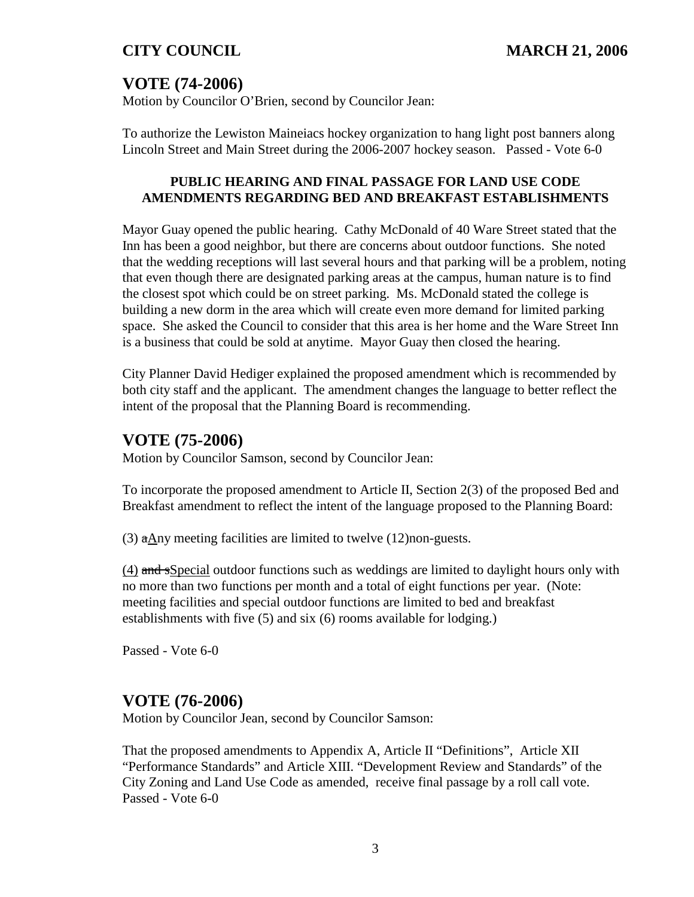## VOTE (74-2006)

Motion by Councilor O'Brien, second by Councilor Jean:

To authorize the Lewiston Maineiacs hockey organization to hang light post banners along Lincoln Street and Main Street during the 2006-2007 hockey season. Passed - Vote 6-0

**PUBLIC HEARING AND FINAL PASSAGE FOR LAND USE CODE AMENDMENTS REGARDING BED AND BREAKFAST ESTABLISHMENTS**

Mayor Guay opened the public hearing. Cathy McDonald of 40 Ware Street stated that the Inn has been a good neighbor, but there are concerns about outdoor functions. She noted that the wedding receptions will last several hours and that parking will be a problem, noting that even though there are designated parking areas at the campus, human nature is to find the closest spot which could be on street parking. Ms. McDonald stated the college is building a new dorm in the area which will create even more demand for limited parking space. She asked the Council to consider that this area is her home and the Ware Street Inn is a business that could be sold at anytime. Mayor Guay then closed the hearing.

City Planner David Hediger explained the proposed amendment which is recommended by both city staff and the applicant. The amendment changes the language to better reflect the intent of the proposal that the Planning Board is recommending.

## VOTE (75-2006)

Motion by Councilor Samson, second by Councilor Jean:

To incorporate the proposed amendment to Article II, Section 2(3) of the proposed Bed and Breakfast amendment to reflect the intent of the language proposed to the Planning Board:

(3) ~~a~~<u>A</u>ny meeting facilities are limited to twelve (12)non-guests.

<u>(4)</u> ~~and s~~<u>Special</u> outdoor functions such as weddings are limited to daylight hours only with no more than two functions per month and a total of eight functions per year. (Note: meeting facilities and special outdoor functions are limited to bed and breakfast establishments with five (5) and six (6) rooms available for lodging.)

Passed - Vote 6-0

## VOTE (76-2006)

Motion by Councilor Jean, second by Councilor Samson:

That the proposed amendments to Appendix A, Article II "Definitions", Article XII "Performance Standards" and Article XIII. "Development Review and Standards" of the City Zoning and Land Use Code as amended, receive final passage by a roll call vote. Passed - Vote 6-0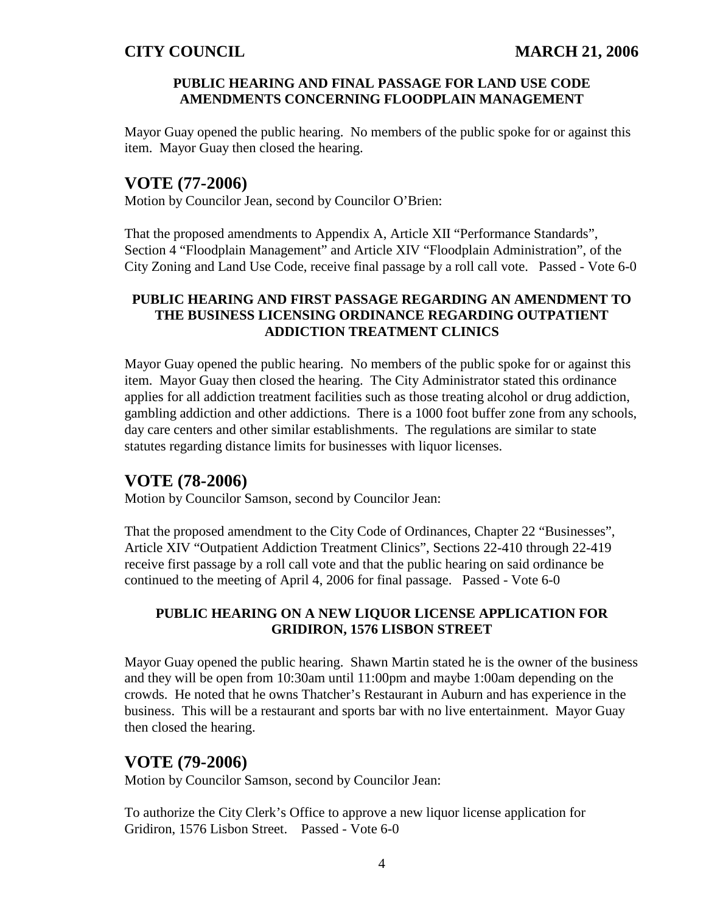**PUBLIC HEARING AND FINAL PASSAGE FOR LAND USE CODE AMENDMENTS CONCERNING FLOODPLAIN MANAGEMENT**

Mayor Guay opened the public hearing. No members of the public spoke for or against this item. Mayor Guay then closed the hearing.

## VOTE (77-2006)

Motion by Councilor Jean, second by Councilor O'Brien:

That the proposed amendments to Appendix A, Article XII "Performance Standards", Section 4 "Floodplain Management" and Article XIV "Floodplain Administration", of the City Zoning and Land Use Code, receive final passage by a roll call vote. Passed - Vote 6-0

**PUBLIC HEARING AND FIRST PASSAGE REGARDING AN AMENDMENT TO THE BUSINESS LICENSING ORDINANCE REGARDING OUTPATIENT ADDICTION TREATMENT CLINICS**

Mayor Guay opened the public hearing. No members of the public spoke for or against this item. Mayor Guay then closed the hearing. The City Administrator stated this ordinance applies for all addiction treatment facilities such as those treating alcohol or drug addiction, gambling addiction and other addictions. There is a 1000 foot buffer zone from any schools, day care centers and other similar establishments. The regulations are similar to state statutes regarding distance limits for businesses with liquor licenses.

## VOTE (78-2006)

Motion by Councilor Samson, second by Councilor Jean:

That the proposed amendment to the City Code of Ordinances, Chapter 22 "Businesses", Article XIV "Outpatient Addiction Treatment Clinics", Sections 22-410 through 22-419 receive first passage by a roll call vote and that the public hearing on said ordinance be continued to the meeting of April 4, 2006 for final passage. Passed - Vote 6-0

**PUBLIC HEARING ON A NEW LIQUOR LICENSE APPLICATION FOR GRIDIRON, 1576 LISBON STREET**

Mayor Guay opened the public hearing. Shawn Martin stated he is the owner of the business and they will be open from 10:30am until 11:00pm and maybe 1:00am depending on the crowds. He noted that he owns Thatcher's Restaurant in Auburn and has experience in the business. This will be a restaurant and sports bar with no live entertainment. Mayor Guay then closed the hearing.

## VOTE (79-2006)

Motion by Councilor Samson, second by Councilor Jean:

To authorize the City Clerk's Office to approve a new liquor license application for Gridiron, 1576 Lisbon Street. Passed - Vote 6-0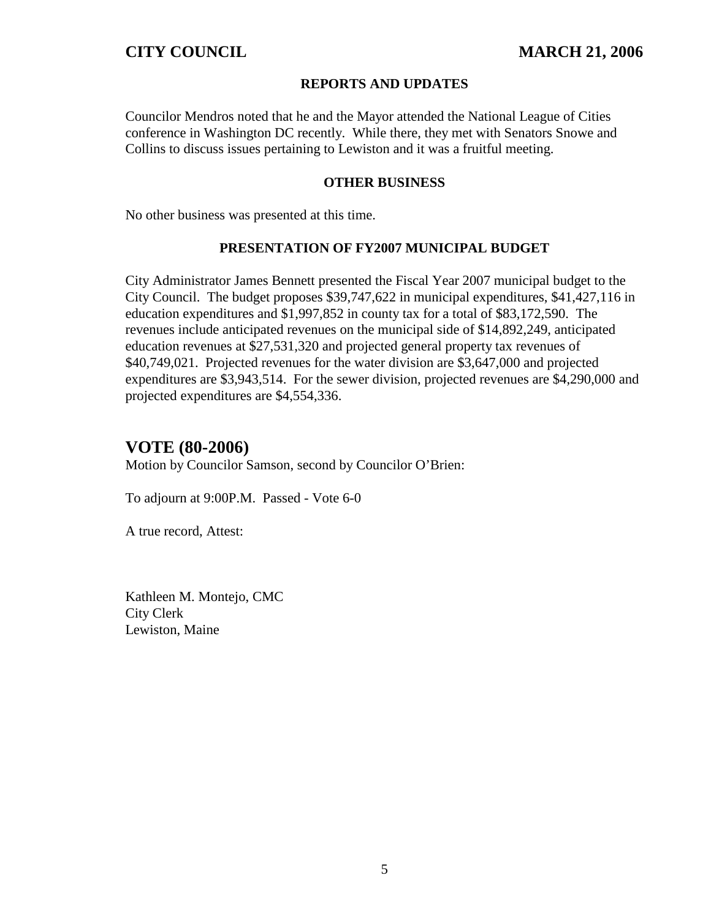### REPORTS AND UPDATES

Councilor Mendros noted that he and the Mayor attended the National League of Cities conference in Washington DC recently. While there, they met with Senators Snowe and Collins to discuss issues pertaining to Lewiston and it was a fruitful meeting.

### OTHER BUSINESS

No other business was presented at this time.

### PRESENTATION OF FY2007 MUNICIPAL BUDGET

City Administrator James Bennett presented the Fiscal Year 2007 municipal budget to the City Council. The budget proposes $39,747,622 in municipal expenditures, $41,427,116 in education expenditures and $1,997,852 in county tax for a total of $83,172,590. The revenues include anticipated revenues on the municipal side of $14,892,249, anticipated education revenues at $27,531,320 and projected general property tax revenues of $40,749,021. Projected revenues for the water division are $3,647,000 and projected expenditures are $3,943,514. For the sewer division, projected revenues are $4,290,000 and projected expenditures are $4,554,336.

## VOTE (80-2006)

Motion by Councilor Samson, second by Councilor O'Brien:

To adjourn at 9:00P.M. Passed - Vote 6-0

A true record, Attest:

Kathleen M. Montejo, CMC
City Clerk
Lewiston, Maine